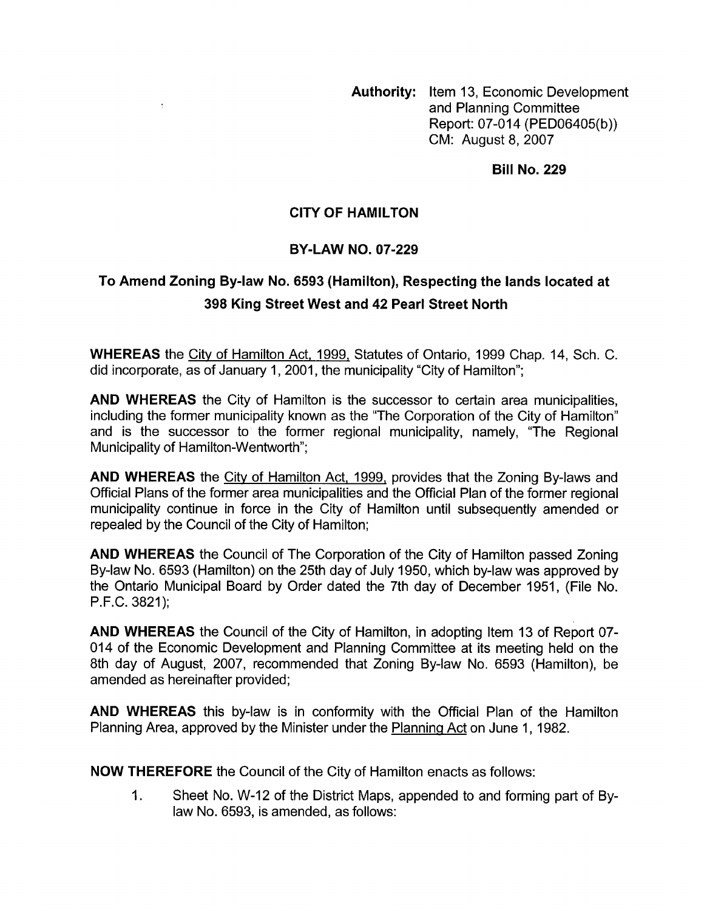**Authority:** Item 13, Economic Development and Planning Committee
Report: 07-014 (PED06405(b))
CM: August 8, 2007

**Bill No. 229**

# CITY OF HAMILTON

## BY-LAW NO. 07-229

## To Amend Zoning By-law No. 6593 (Hamilton), Respecting the lands located at 398 King Street West and 42 Pearl Street North

**WHEREAS** the City of Hamilton Act, 1999, Statutes of Ontario, 1999 Chap. 14, Sch. C. did incorporate, as of January 1, 2001, the municipality "City of Hamilton";

**AND WHEREAS** the City of Hamilton is the successor to certain area municipalities, including the former municipality known as the "The Corporation of the City of Hamilton" and is the successor to the former regional municipality, namely, "The Regional Municipality of Hamilton-Wentworth";

**AND WHEREAS** the City of Hamilton Act, 1999, provides that the Zoning By-laws and Official Plans of the former area municipalities and the Official Plan of the former regional municipality continue in force in the City of Hamilton until subsequently amended or repealed by the Council of the City of Hamilton;

**AND WHEREAS** the Council of The Corporation of the City of Hamilton passed Zoning By-law No. 6593 (Hamilton) on the 25th day of July 1950, which by-law was approved by the Ontario Municipal Board by Order dated the 7th day of December 1951, (File No. P.F.C. 3821);

**AND WHEREAS** the Council of the City of Hamilton, in adopting Item 13 of Report 07-014 of the Economic Development and Planning Committee at its meeting held on the 8th day of August, 2007, recommended that Zoning By-law No. 6593 (Hamilton), be amended as hereinafter provided;

**AND WHEREAS** this by-law is in conformity with the Official Plan of the Hamilton Planning Area, approved by the Minister under the Planning Act on June 1, 1982.

**NOW THEREFORE** the Council of the City of Hamilton enacts as follows:

1. Sheet No. W-12 of the District Maps, appended to and forming part of By-law No. 6593, is amended, as follows: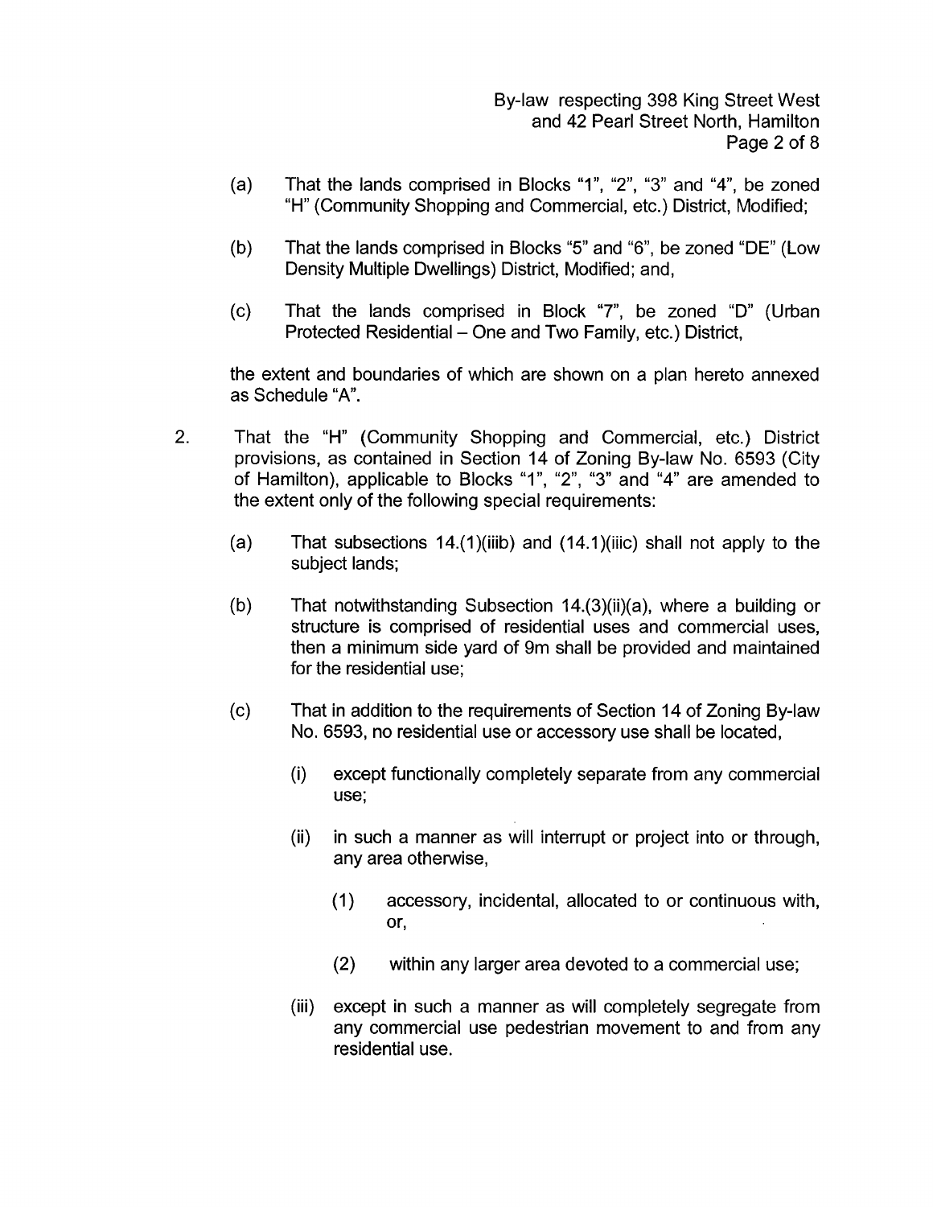(a) That the lands comprised in Blocks "1", "2", "3" and "4", be zoned "H" (Community Shopping and Commercial, etc.) District, Modified;

(b) That the lands comprised in Blocks "5" and "6", be zoned "DE" (Low Density Multiple Dwellings) District, Modified; and,

(c) That the lands comprised in Block "7", be zoned "D" (Urban Protected Residential – One and Two Family, etc.) District,

the extent and boundaries of which are shown on a plan hereto annexed as Schedule "A".

2. That the "H" (Community Shopping and Commercial, etc.) District provisions, as contained in Section 14 of Zoning By-law No. 6593 (City of Hamilton), applicable to Blocks "1", "2", "3" and "4" are amended to the extent only of the following special requirements:

   (a) That subsections 14.(1)(iiib) and (14.1)(iiic) shall not apply to the subject lands;

   (b) That notwithstanding Subsection 14.(3)(ii)(a), where a building or structure is comprised of residential uses and commercial uses, then a minimum side yard of 9m shall be provided and maintained for the residential use;

   (c) That in addition to the requirements of Section 14 of Zoning By-law No. 6593, no residential use or accessory use shall be located,

      (i) except functionally completely separate from any commercial use;

      (ii) in such a manner as will interrupt or project into or through, any area otherwise,

         (1) accessory, incidental, allocated to or continuous with, or,

         (2) within any larger area devoted to a commercial use;

      (iii) except in such a manner as will completely segregate from any commercial use pedestrian movement to and from any residential use.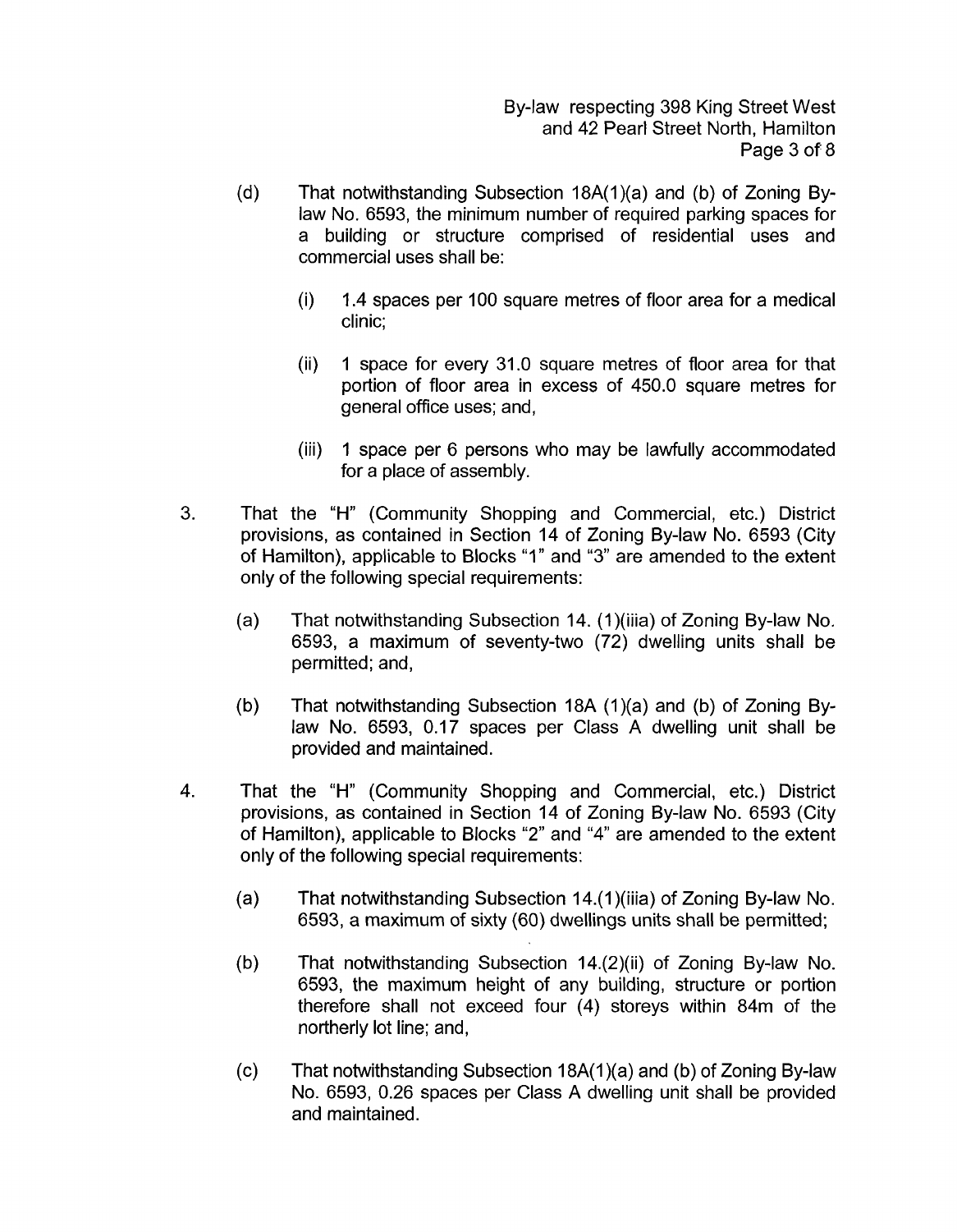(d) That notwithstanding Subsection 18A(1)(a) and (b) of Zoning By-law No. 6593, the minimum number of required parking spaces for a building or structure comprised of residential uses and commercial uses shall be:

   (i) 1.4 spaces per 100 square metres of floor area for a medical clinic;

   (ii) 1 space for every 31.0 square metres of floor area for that portion of floor area in excess of 450.0 square metres for general office uses; and,

   (iii) 1 space per 6 persons who may be lawfully accommodated for a place of assembly.

3. That the "H" (Community Shopping and Commercial, etc.) District provisions, as contained in Section 14 of Zoning By-law No. 6593 (City of Hamilton), applicable to Blocks "1" and "3" are amended to the extent only of the following special requirements:

   (a) That notwithstanding Subsection 14. (1)(iiia) of Zoning By-law No. 6593, a maximum of seventy-two (72) dwelling units shall be permitted; and,

   (b) That notwithstanding Subsection 18A (1)(a) and (b) of Zoning By-law No. 6593, 0.17 spaces per Class A dwelling unit shall be provided and maintained.

4. That the "H" (Community Shopping and Commercial, etc.) District provisions, as contained in Section 14 of Zoning By-law No. 6593 (City of Hamilton), applicable to Blocks "2" and "4" are amended to the extent only of the following special requirements:

   (a) That notwithstanding Subsection 14.(1)(iiia) of Zoning By-law No. 6593, a maximum of sixty (60) dwellings units shall be permitted;

   (b) That notwithstanding Subsection 14.(2)(ii) of Zoning By-law No. 6593, the maximum height of any building, structure or portion therefore shall not exceed four (4) storeys within 84m of the northerly lot line; and,

   (c) That notwithstanding Subsection 18A(1)(a) and (b) of Zoning By-law No. 6593, 0.26 spaces per Class A dwelling unit shall be provided and maintained.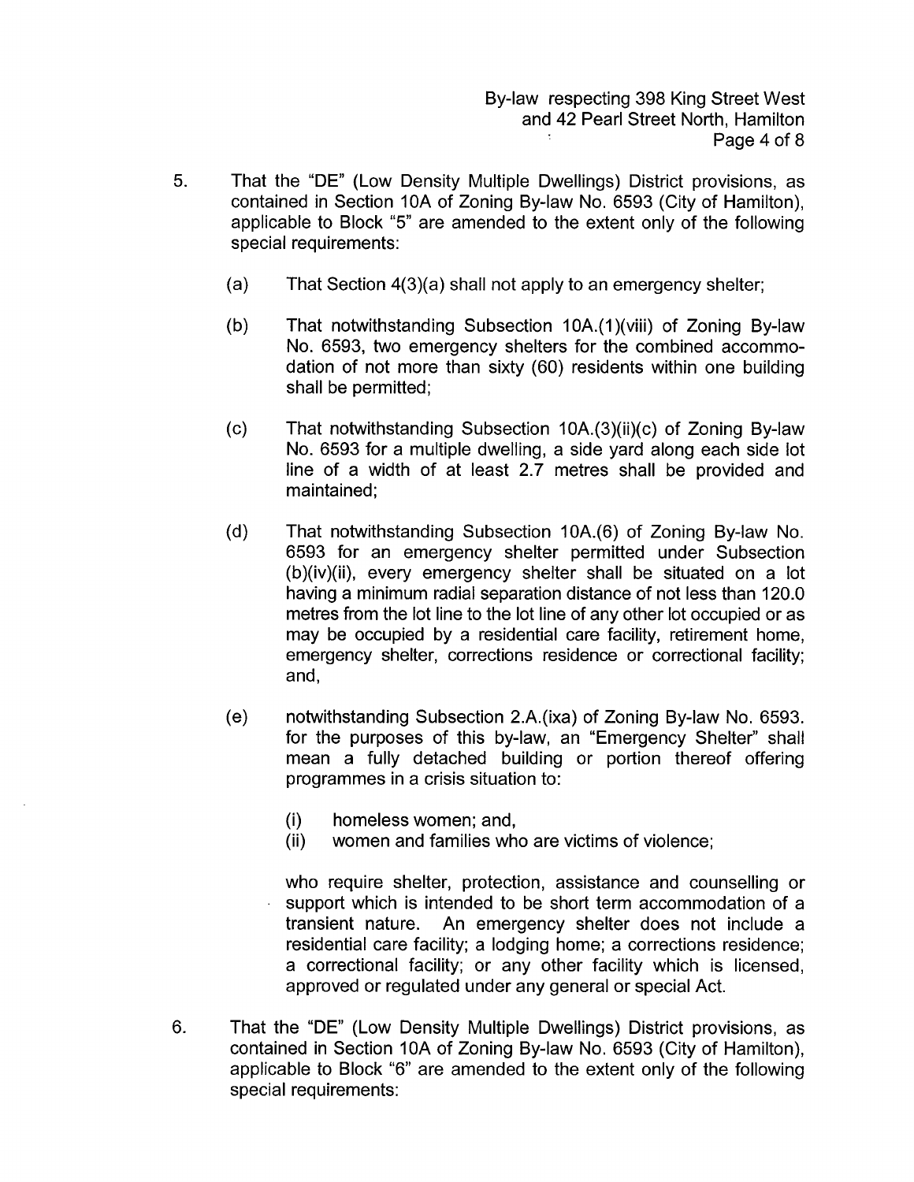5. That the "DE" (Low Density Multiple Dwellings) District provisions, as contained in Section 10A of Zoning By-law No. 6593 (City of Hamilton), applicable to Block "5" are amended to the extent only of the following special requirements:

   (a) That Section 4(3)(a) shall not apply to an emergency shelter;

   (b) That notwithstanding Subsection 10A.(1)(viii) of Zoning By-law No. 6593, two emergency shelters for the combined accommodation of not more than sixty (60) residents within one building shall be permitted;

   (c) That notwithstanding Subsection 10A.(3)(ii)(c) of Zoning By-law No. 6593 for a multiple dwelling, a side yard along each side lot line of a width of at least 2.7 metres shall be provided and maintained;

   (d) That notwithstanding Subsection 10A.(6) of Zoning By-law No. 6593 for an emergency shelter permitted under Subsection (b)(iv)(ii), every emergency shelter shall be situated on a lot having a minimum radial separation distance of not less than 120.0 metres from the lot line to the lot line of any other lot occupied or as may be occupied by a residential care facility, retirement home, emergency shelter, corrections residence or correctional facility; and,

   (e) notwithstanding Subsection 2.A.(ixa) of Zoning By-law No. 6593. for the purposes of this by-law, an "Emergency Shelter" shall mean a fully detached building or portion thereof offering programmes in a crisis situation to:

      (i) homeless women; and,
      (ii) women and families who are victims of violence;

   who require shelter, protection, assistance and counselling or support which is intended to be short term accommodation of a transient nature. An emergency shelter does not include a residential care facility; a lodging home; a corrections residence; a correctional facility; or any other facility which is licensed, approved or regulated under any general or special Act.

6. That the "DE" (Low Density Multiple Dwellings) District provisions, as contained in Section 10A of Zoning By-law No. 6593 (City of Hamilton), applicable to Block "6" are amended to the extent only of the following special requirements: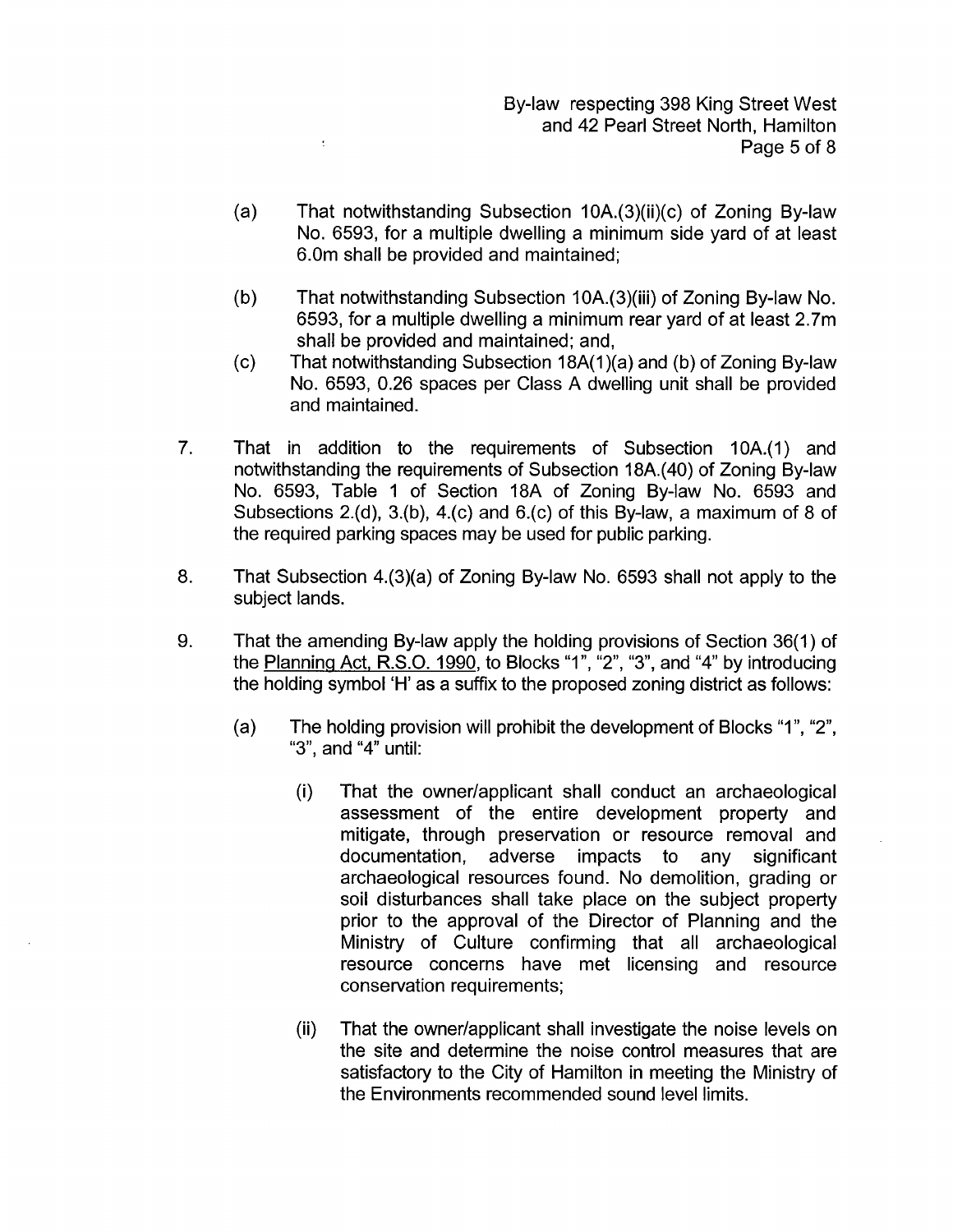(a) That notwithstanding Subsection 10A.(3)(ii)(c) of Zoning By-law No. 6593, for a multiple dwelling a minimum side yard of at least 6.0m shall be provided and maintained;

(b) That notwithstanding Subsection 10A.(3)(iii) of Zoning By-law No. 6593, for a multiple dwelling a minimum rear yard of at least 2.7m shall be provided and maintained; and,

(c) That notwithstanding Subsection 18A(1)(a) and (b) of Zoning By-law No. 6593, 0.26 spaces per Class A dwelling unit shall be provided and maintained.

7. That in addition to the requirements of Subsection 10A.(1) and notwithstanding the requirements of Subsection 18A.(40) of Zoning By-law No. 6593, Table 1 of Section 18A of Zoning By-law No. 6593 and Subsections 2.(d), 3.(b), 4.(c) and 6.(c) of this By-law, a maximum of 8 of the required parking spaces may be used for public parking.

8. That Subsection 4.(3)(a) of Zoning By-law No. 6593 shall not apply to the subject lands.

9. That the amending By-law apply the holding provisions of Section 36(1) of the Planning Act, R.S.O. 1990, to Blocks "1", "2", "3", and "4" by introducing the holding symbol 'H' as a suffix to the proposed zoning district as follows:

   (a) The holding provision will prohibit the development of Blocks "1", "2", "3", and "4" until:

      (i) That the owner/applicant shall conduct an archaeological assessment of the entire development property and mitigate, through preservation or resource removal and documentation, adverse impacts to any significant archaeological resources found. No demolition, grading or soil disturbances shall take place on the subject property prior to the approval of the Director of Planning and the Ministry of Culture confirming that all archaeological resource concerns have met licensing and resource conservation requirements;

      (ii) That the owner/applicant shall investigate the noise levels on the site and determine the noise control measures that are satisfactory to the City of Hamilton in meeting the Ministry of the Environments recommended sound level limits.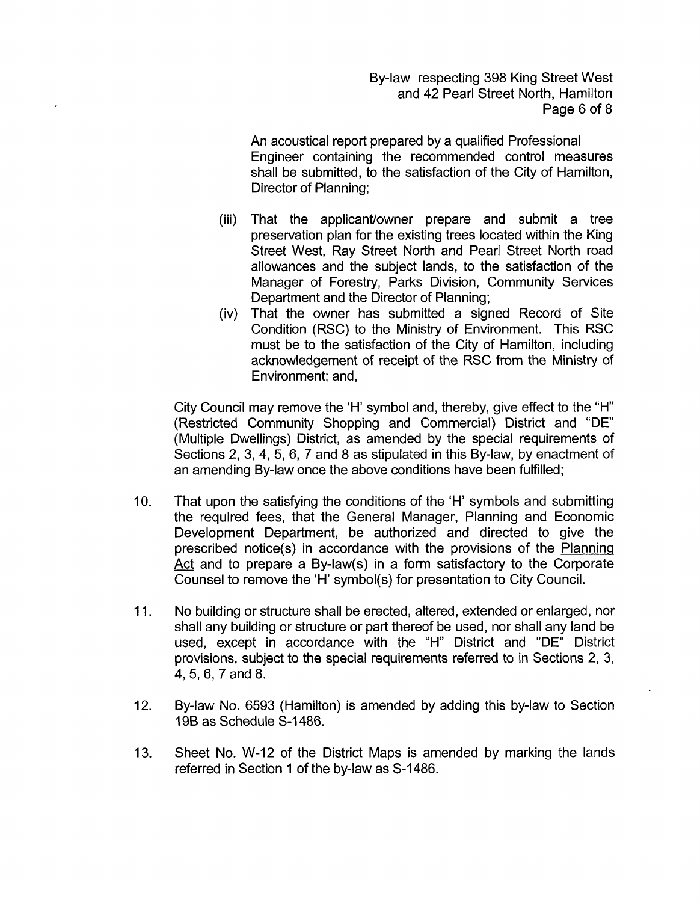An acoustical report prepared by a qualified Professional Engineer containing the recommended control measures shall be submitted, to the satisfaction of the City of Hamilton, Director of Planning;

(iii) That the applicant/owner prepare and submit a tree preservation plan for the existing trees located within the King Street West, Ray Street North and Pearl Street North road allowances and the subject lands, to the satisfaction of the Manager of Forestry, Parks Division, Community Services Department and the Director of Planning;

(iv) That the owner has submitted a signed Record of Site Condition (RSC) to the Ministry of Environment. This RSC must be to the satisfaction of the City of Hamilton, including acknowledgement of receipt of the RSC from the Ministry of Environment; and,

City Council may remove the 'H' symbol and, thereby, give effect to the "H" (Restricted Community Shopping and Commercial) District and "DE" (Multiple Dwellings) District, as amended by the special requirements of Sections 2, 3, 4, 5, 6, 7 and 8 as stipulated in this By-law, by enactment of an amending By-law once the above conditions have been fulfilled;

10. That upon the satisfying the conditions of the 'H' symbols and submitting the required fees, that the General Manager, Planning and Economic Development Department, be authorized and directed to give the prescribed notice(s) in accordance with the provisions of the Planning Act and to prepare a By-law(s) in a form satisfactory to the Corporate Counsel to remove the 'H' symbol(s) for presentation to City Council.

11. No building or structure shall be erected, altered, extended or enlarged, nor shall any building or structure or part thereof be used, nor shall any land be used, except in accordance with the "H" District and "DE" District provisions, subject to the special requirements referred to in Sections 2, 3, 4, 5, 6, 7 and 8.

12. By-law No. 6593 (Hamilton) is amended by adding this by-law to Section 19B as Schedule S-1486.

13. Sheet No. W-12 of the District Maps is amended by marking the lands referred in Section 1 of the by-law as S-1486.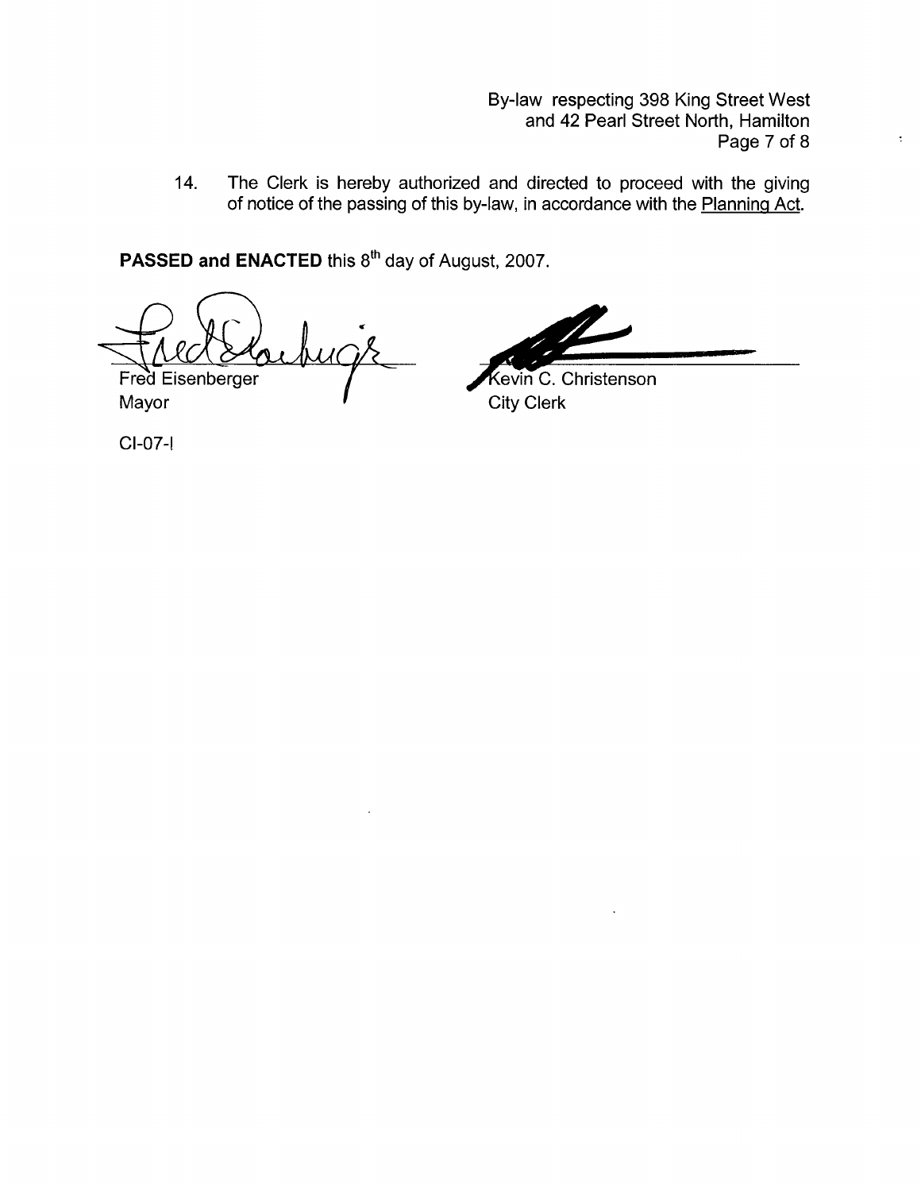14. The Clerk is hereby authorized and directed to proceed with the giving of notice of the passing of this by-law, in accordance with the Planning Act.

**PASSED and ENACTED** this 8th day of August, 2007.

Fred Eisenberger
Mayor

Kevin C. Christenson
City Clerk

CI-07-I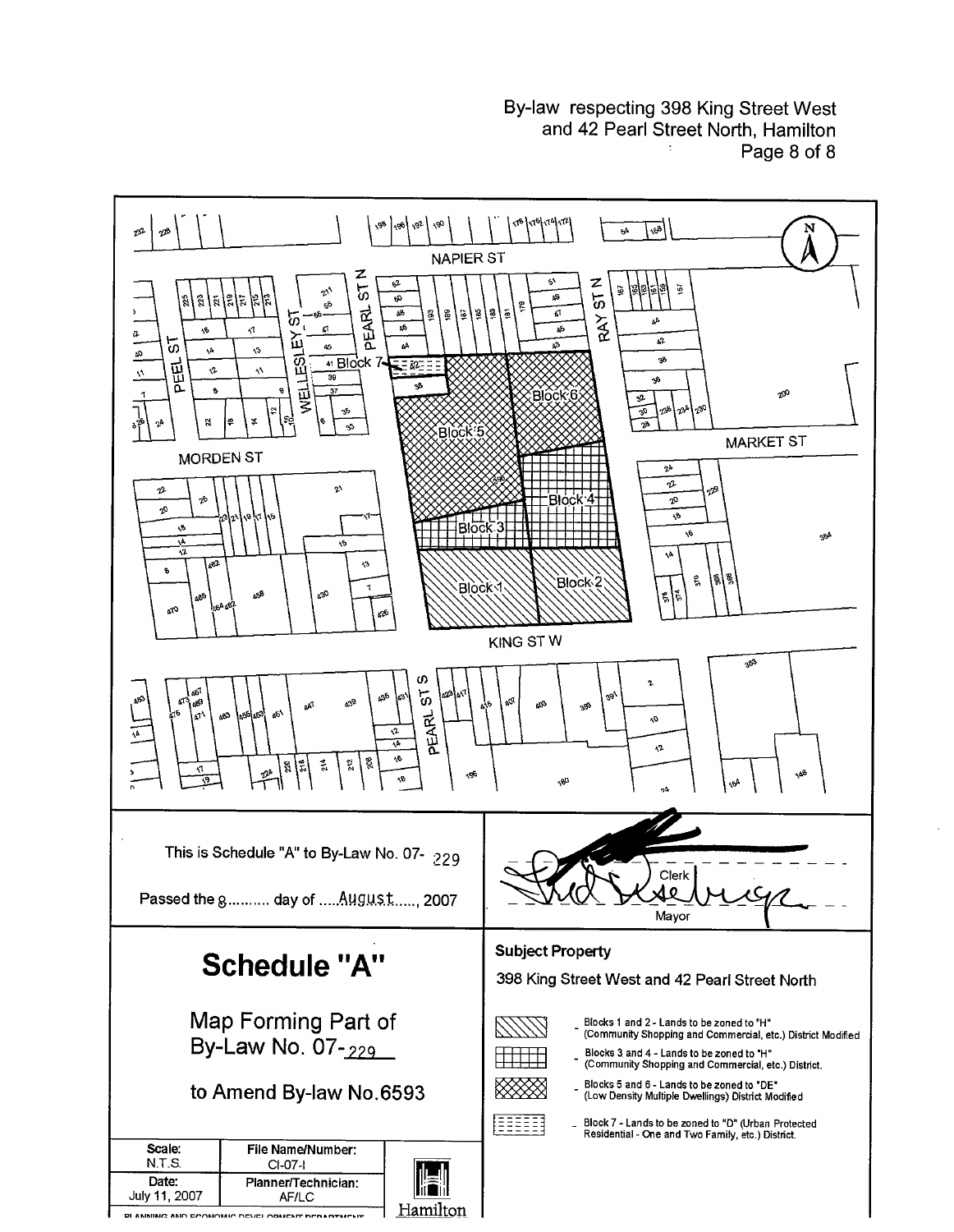This is Schedule "A" to By-Law No. 07- 229

Passed the 8.......... day of .....August......, 2007

Clerk

Mayor

# Schedule "A"

## Map Forming Part of By-Law No. 07-229

## to Amend By-law No.6593

**Subject Property**

398 King Street West and 42 Pearl Street North

- Blocks 1 and 2 - Lands to be zoned to "H" (Community Shopping and Commercial, etc.) District Modified
- Blocks 3 and 4 - Lands to be zoned to "H" (Community Shopping and Commercial, etc.) District.
- Blocks 5 and 6 - Lands to be zoned to "DE" (Low Density Multiple Dwellings) District Modified
- Block 7 - Lands to be zoned to "D" (Urban Protected Residential - One and Two Family, etc.) District.

| Scale: | File Name/Number: |
| --- | --- |
| N.T.S. | CI-07-I |
| Date: | Planner/Technician: |
| July 11, 2007 | AF/LC |

PLANNING AND ECONOMIC DEVELOPMENT DEPARTMENT

Hamilton